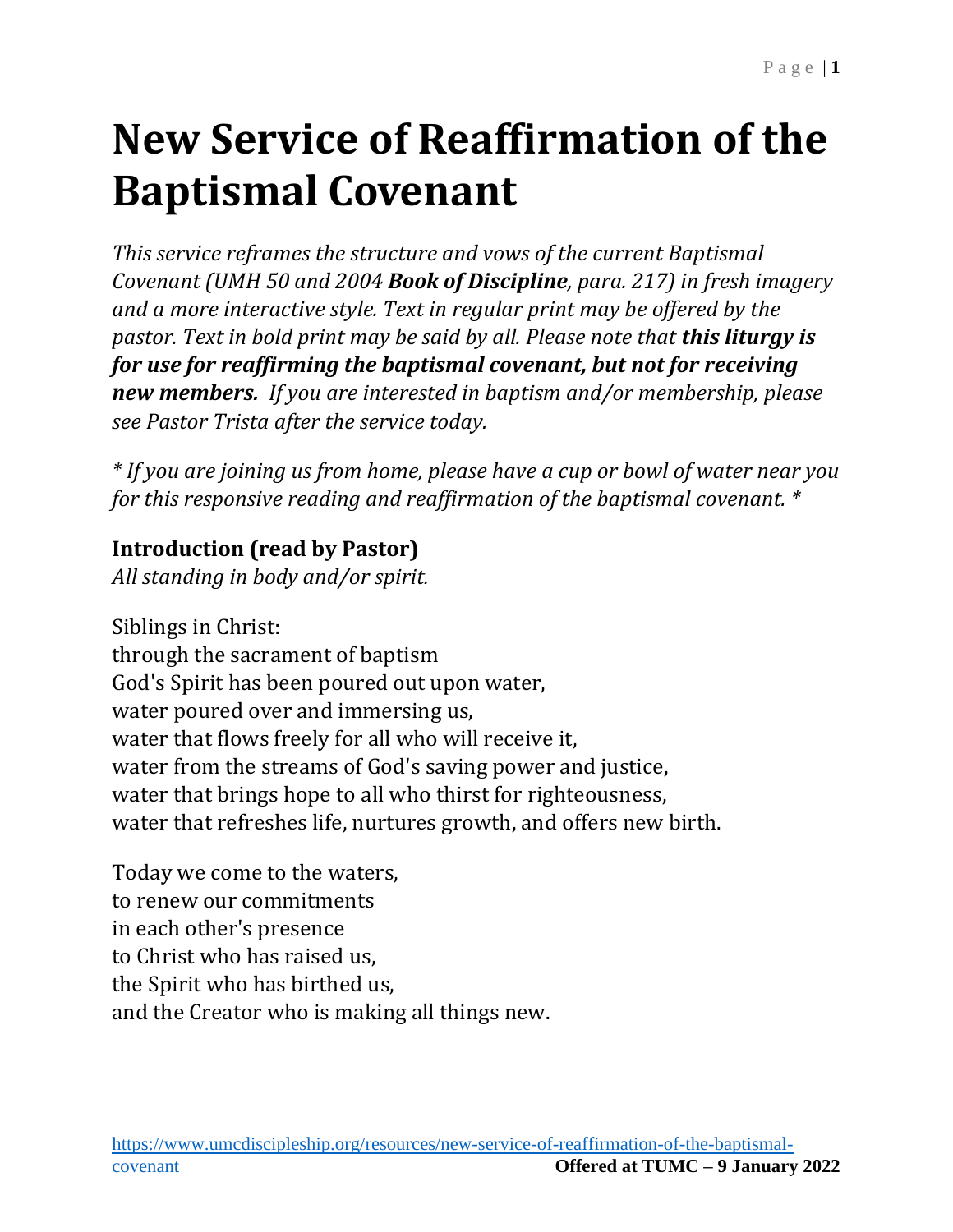# New Service of Reaffirmation of the Baptismal Covenant

*This service reframes the structure and vows of the current Baptismal Covenant (UMH 50 and 2004 **Book of Discipline**, para. 217) in fresh imagery and a more interactive style. Text in regular print may be offered by the pastor. Text in bold print may be said by all. Please note that **this liturgy is for use for reaffirming the baptismal covenant, but not for receiving new members.** If you are interested in baptism and/or membership, please see Pastor Trista after the service today.*

*\* If you are joining us from home, please have a cup or bowl of water near you for this responsive reading and reaffirmation of the baptismal covenant. \**

**Introduction (read by Pastor)**
*All standing in body and/or spirit.*

Siblings in Christ:
through the sacrament of baptism
God's Spirit has been poured out upon water,
water poured over and immersing us,
water that flows freely for all who will receive it,
water from the streams of God's saving power and justice,
water that brings hope to all who thirst for righteousness,
water that refreshes life, nurtures growth, and offers new birth.

Today we come to the waters,
to renew our commitments
in each other's presence
to Christ who has raised us,
the Spirit who has birthed us,
and the Creator who is making all things new.

[https://www.umcdiscipleship.org/resources/new-service-of-reaffirmation-of-the-baptismal-covenant](https://www.umcdiscipleship.org/resources/new-service-of-reaffirmation-of-the-baptismal-covenant)

**Offered at TUMC – 9 January 2022**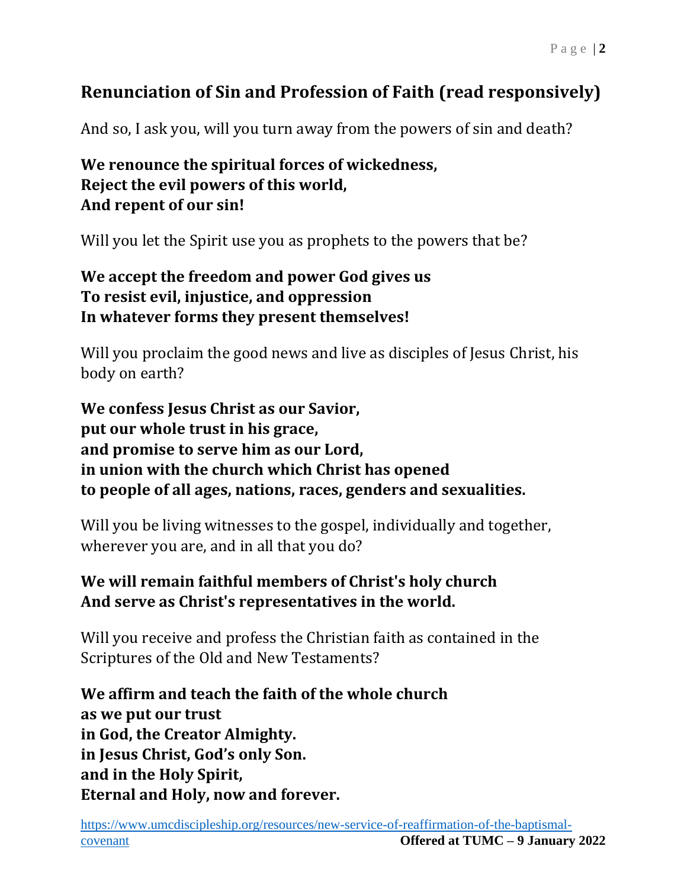## Renunciation of Sin and Profession of Faith (read responsively)

And so, I ask you, will you turn away from the powers of sin and death?

**We renounce the spiritual forces of wickedness,**
**Reject the evil powers of this world,**
**And repent of our sin!**

Will you let the Spirit use you as prophets to the powers that be?

**We accept the freedom and power God gives us**
**To resist evil, injustice, and oppression**
**In whatever forms they present themselves!**

Will you proclaim the good news and live as disciples of Jesus Christ, his body on earth?

**We confess Jesus Christ as our Savior,**
**put our whole trust in his grace,**
**and promise to serve him as our Lord,**
**in union with the church which Christ has opened**
**to people of all ages, nations, races, genders and sexualities.**

Will you be living witnesses to the gospel, individually and together, wherever you are, and in all that you do?

**We will remain faithful members of Christ's holy church**
**And serve as Christ's representatives in the world.**

Will you receive and profess the Christian faith as contained in the Scriptures of the Old and New Testaments?

**We affirm and teach the faith of the whole church**
**as we put our trust**
**in God, the Creator Almighty.**
**in Jesus Christ, God's only Son.**
**and in the Holy Spirit,**
**Eternal and Holy, now and forever.**

https://www.umcdiscipleship.org/resources/new-service-of-reaffirmation-of-the-baptismal-covenant **Offered at TUMC – 9 January 2022**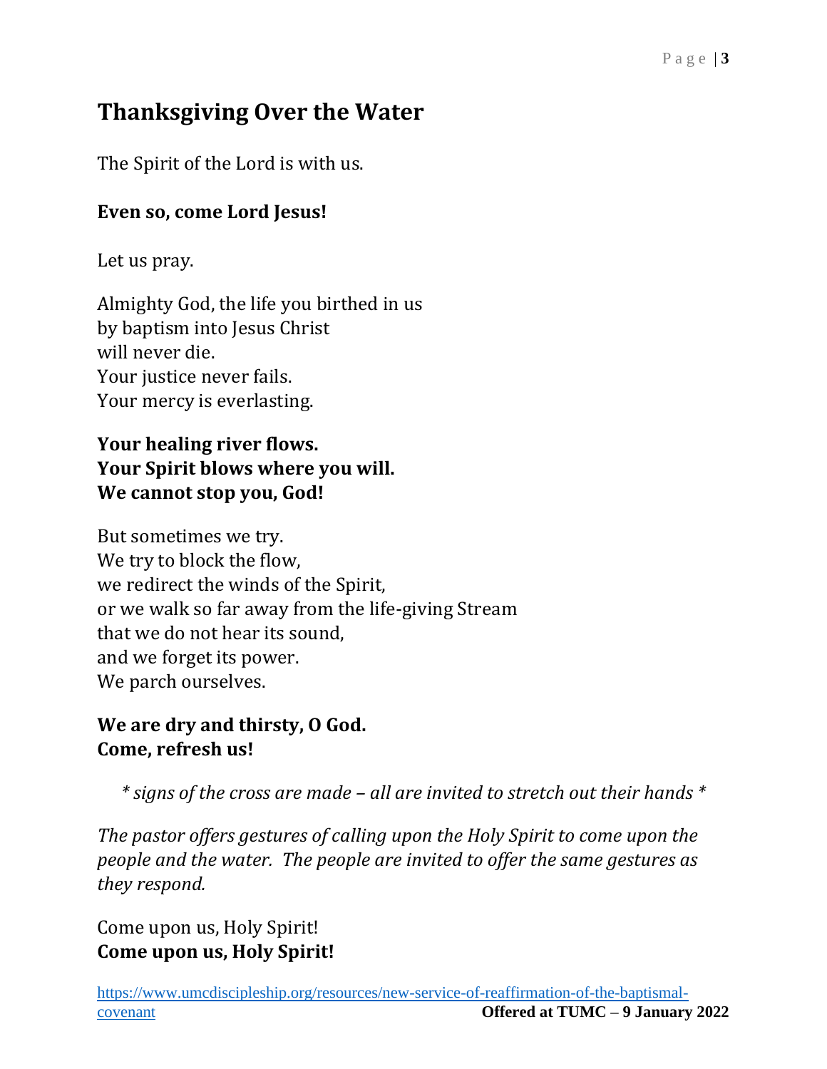## Thanksgiving Over the Water

The Spirit of the Lord is with us.

**Even so, come Lord Jesus!**

Let us pray.

Almighty God, the life you birthed in us
by baptism into Jesus Christ
will never die.
Your justice never fails.
Your mercy is everlasting.

**Your healing river flows.**
**Your Spirit blows where you will.**
**We cannot stop you, God!**

But sometimes we try.
We try to block the flow,
we redirect the winds of the Spirit,
or we walk so far away from the life-giving Stream
that we do not hear its sound,
and we forget its power.
We parch ourselves.

**We are dry and thirsty, O God.**
**Come, refresh us!**

*\* signs of the cross are made – all are invited to stretch out their hands \**

*The pastor offers gestures of calling upon the Holy Spirit to come upon the people and the water. The people are invited to offer the same gestures as they respond.*

Come upon us, Holy Spirit!
**Come upon us, Holy Spirit!**

https://www.umcdiscipleship.org/resources/new-service-of-reaffirmation-of-the-baptismal-covenant **Offered at TUMC – 9 January 2022**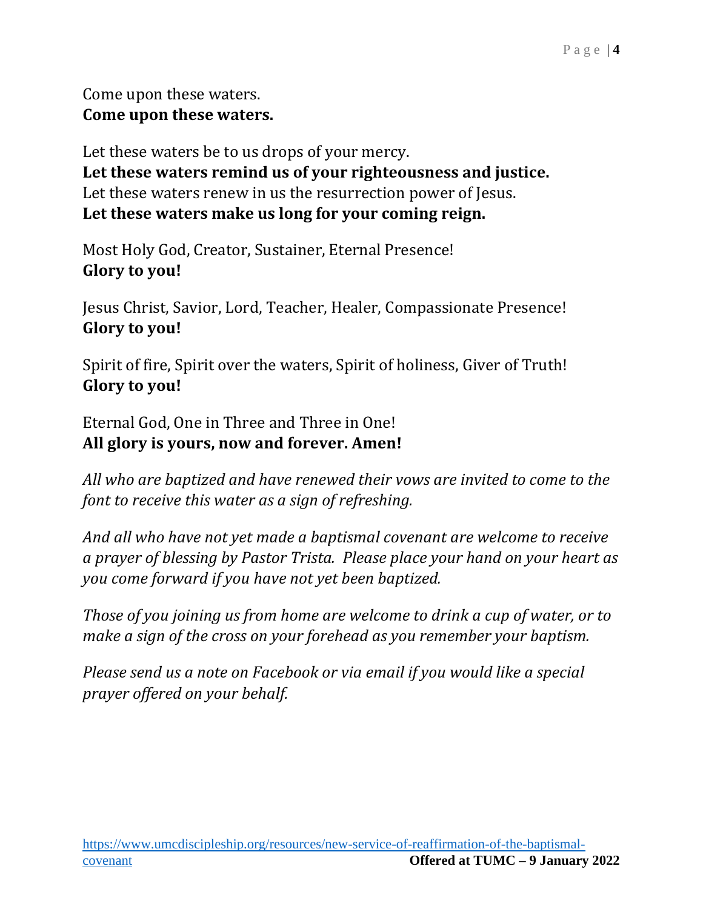Come upon these waters.
**Come upon these waters.**

Let these waters be to us drops of your mercy.
**Let these waters remind us of your righteousness and justice.**
Let these waters renew in us the resurrection power of Jesus.
**Let these waters make us long for your coming reign.**

Most Holy God, Creator, Sustainer, Eternal Presence!
**Glory to you!**

Jesus Christ, Savior, Lord, Teacher, Healer, Compassionate Presence!
**Glory to you!**

Spirit of fire, Spirit over the waters, Spirit of holiness, Giver of Truth!
**Glory to you!**

Eternal God, One in Three and Three in One!
**All glory is yours, now and forever. Amen!**

*All who are baptized and have renewed their vows are invited to come to the font to receive this water as a sign of refreshing.*

*And all who have not yet made a baptismal covenant are welcome to receive a prayer of blessing by Pastor Trista. Please place your hand on your heart as you come forward if you have not yet been baptized.*

*Those of you joining us from home are welcome to drink a cup of water, or to make a sign of the cross on your forehead as you remember your baptism.*

*Please send us a note on Facebook or via email if you would like a special prayer offered on your behalf.*

https://www.umcdiscipleship.org/resources/new-service-of-reaffirmation-of-the-baptismal-covenant **Offered at TUMC – 9 January 2022**